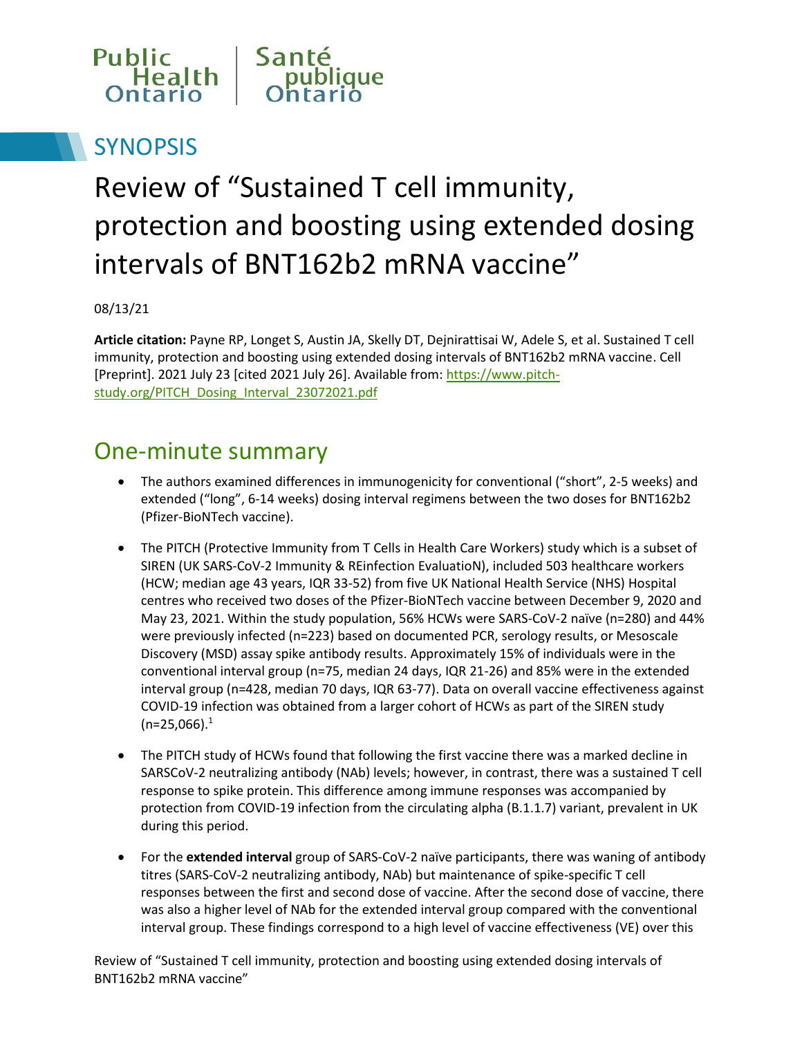Public Health Ontario | Santé publique Ontario

# SYNOPSIS

# Review of "Sustained T cell immunity, protection and boosting using extended dosing intervals of BNT162b2 mRNA vaccine"

08/13/21

**Article citation:** Payne RP, Longet S, Austin JA, Skelly DT, Dejnirattisai W, Adele S, et al. Sustained T cell immunity, protection and boosting using extended dosing intervals of BNT162b2 mRNA vaccine. Cell [Preprint]. 2021 July 23 [cited 2021 July 26]. Available from: https://www.pitch-study.org/PITCH_Dosing_Interval_23072021.pdf

## One-minute summary

- The authors examined differences in immunogenicity for conventional ("short", 2-5 weeks) and extended ("long", 6-14 weeks) dosing interval regimens between the two doses for BNT162b2 (Pfizer-BioNTech vaccine).
- The PITCH (Protective Immunity from T Cells in Health Care Workers) study which is a subset of SIREN (UK SARS-CoV-2 Immunity & REinfection EvaluatioN), included 503 healthcare workers (HCW; median age 43 years, IQR 33-52) from five UK National Health Service (NHS) Hospital centres who received two doses of the Pfizer-BioNTech vaccine between December 9, 2020 and May 23, 2021. Within the study population, 56% HCWs were SARS-CoV-2 naïve (n=280) and 44% were previously infected (n=223) based on documented PCR, serology results, or Mesoscale Discovery (MSD) assay spike antibody results. Approximately 15% of individuals were in the conventional interval group (n=75, median 24 days, IQR 21-26) and 85% were in the extended interval group (n=428, median 70 days, IQR 63-77). Data on overall vaccine effectiveness against COVID-19 infection was obtained from a larger cohort of HCWs as part of the SIREN study (n=25,066).[1]
- The PITCH study of HCWs found that following the first vaccine there was a marked decline in SARSCoV-2 neutralizing antibody (NAb) levels; however, in contrast, there was a sustained T cell response to spike protein. This difference among immune responses was accompanied by protection from COVID-19 infection from the circulating alpha (B.1.1.7) variant, prevalent in UK during this period.
- For the **extended interval** group of SARS-CoV-2 naïve participants, there was waning of antibody titres (SARS-CoV-2 neutralizing antibody, NAb) but maintenance of spike-specific T cell responses between the first and second dose of vaccine. After the second dose of vaccine, there was also a higher level of NAb for the extended interval group compared with the conventional interval group. These findings correspond to a high level of vaccine effectiveness (VE) over this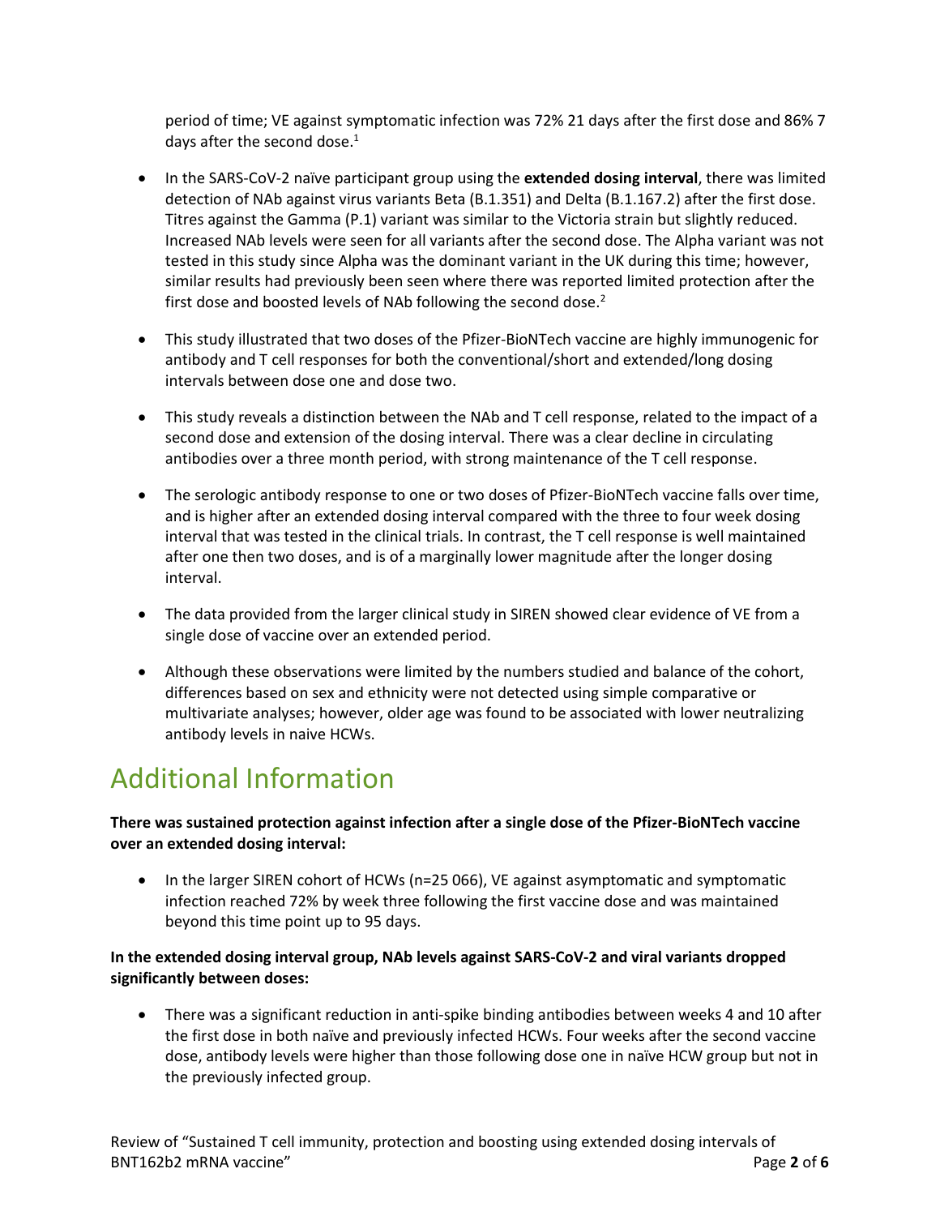period of time; VE against symptomatic infection was 72% 21 days after the first dose and 86% 7 days after the second dose.[1]

- In the SARS-CoV-2 naïve participant group using the **extended dosing interval**, there was limited detection of NAb against virus variants Beta (B.1.351) and Delta (B.1.167.2) after the first dose. Titres against the Gamma (P.1) variant was similar to the Victoria strain but slightly reduced. Increased NAb levels were seen for all variants after the second dose. The Alpha variant was not tested in this study since Alpha was the dominant variant in the UK during this time; however, similar results had previously been seen where there was reported limited protection after the first dose and boosted levels of NAb following the second dose.[2]
- This study illustrated that two doses of the Pfizer-BioNTech vaccine are highly immunogenic for antibody and T cell responses for both the conventional/short and extended/long dosing intervals between dose one and dose two.
- This study reveals a distinction between the NAb and T cell response, related to the impact of a second dose and extension of the dosing interval. There was a clear decline in circulating antibodies over a three month period, with strong maintenance of the T cell response.
- The serologic antibody response to one or two doses of Pfizer-BioNTech vaccine falls over time, and is higher after an extended dosing interval compared with the three to four week dosing interval that was tested in the clinical trials. In contrast, the T cell response is well maintained after one then two doses, and is of a marginally lower magnitude after the longer dosing interval.
- The data provided from the larger clinical study in SIREN showed clear evidence of VE from a single dose of vaccine over an extended period.
- Although these observations were limited by the numbers studied and balance of the cohort, differences based on sex and ethnicity were not detected using simple comparative or multivariate analyses; however, older age was found to be associated with lower neutralizing antibody levels in naive HCWs.

# Additional Information

**There was sustained protection against infection after a single dose of the Pfizer-BioNTech vaccine over an extended dosing interval:**

- In the larger SIREN cohort of HCWs (n=25 066), VE against asymptomatic and symptomatic infection reached 72% by week three following the first vaccine dose and was maintained beyond this time point up to 95 days.

**In the extended dosing interval group, NAb levels against SARS-CoV-2 and viral variants dropped significantly between doses:**

- There was a significant reduction in anti-spike binding antibodies between weeks 4 and 10 after the first dose in both naïve and previously infected HCWs. Four weeks after the second vaccine dose, antibody levels were higher than those following dose one in naïve HCW group but not in the previously infected group.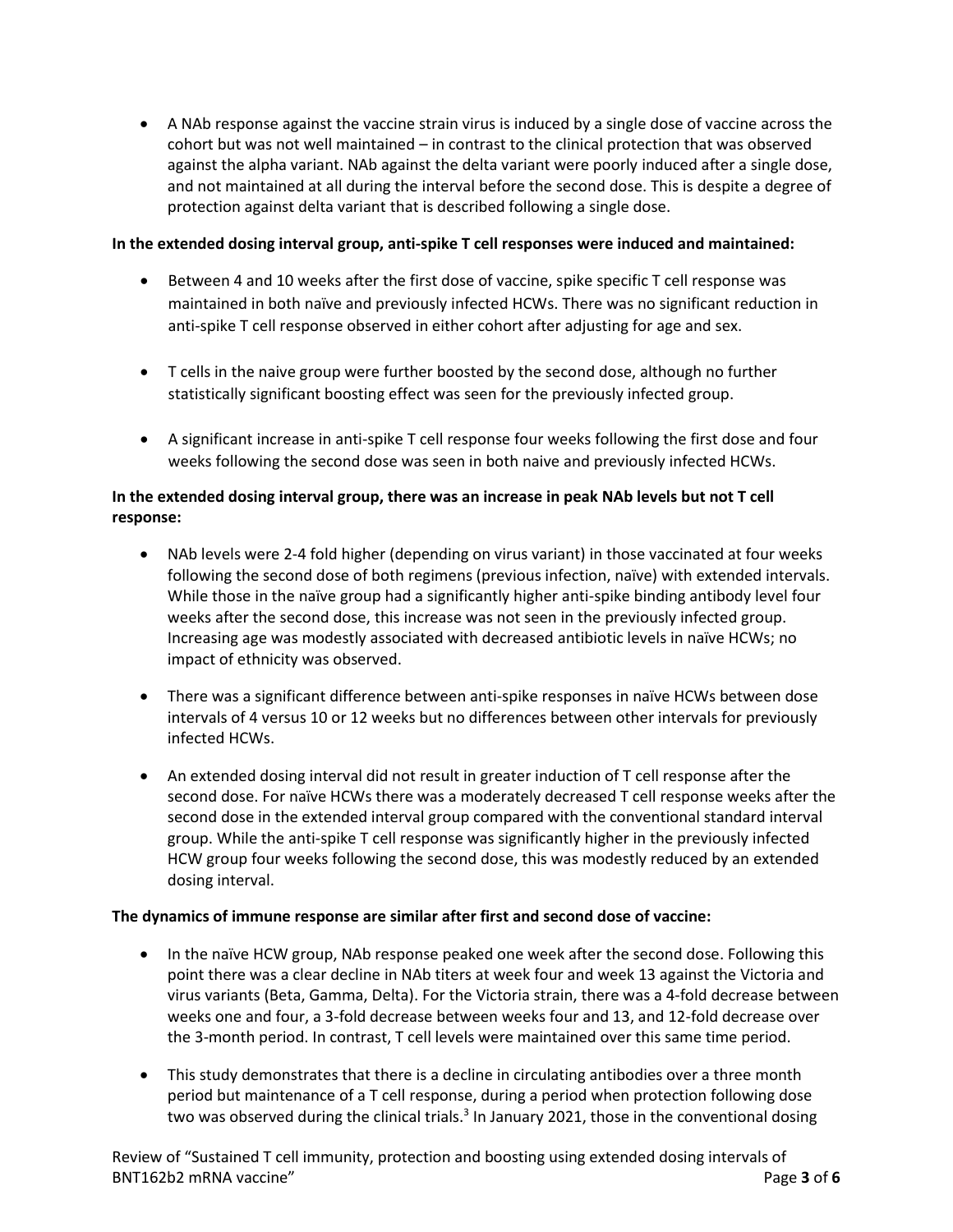- A NAb response against the vaccine strain virus is induced by a single dose of vaccine across the cohort but was not well maintained – in contrast to the clinical protection that was observed against the alpha variant. NAb against the delta variant were poorly induced after a single dose, and not maintained at all during the interval before the second dose. This is despite a degree of protection against delta variant that is described following a single dose.

**In the extended dosing interval group, anti-spike T cell responses were induced and maintained:**

- Between 4 and 10 weeks after the first dose of vaccine, spike specific T cell response was maintained in both naïve and previously infected HCWs. There was no significant reduction in anti-spike T cell response observed in either cohort after adjusting for age and sex.

- T cells in the naive group were further boosted by the second dose, although no further statistically significant boosting effect was seen for the previously infected group.

- A significant increase in anti-spike T cell response four weeks following the first dose and four weeks following the second dose was seen in both naive and previously infected HCWs.

**In the extended dosing interval group, there was an increase in peak NAb levels but not T cell response:**

- NAb levels were 2-4 fold higher (depending on virus variant) in those vaccinated at four weeks following the second dose of both regimens (previous infection, naïve) with extended intervals. While those in the naïve group had a significantly higher anti-spike binding antibody level four weeks after the second dose, this increase was not seen in the previously infected group. Increasing age was modestly associated with decreased antibiotic levels in naïve HCWs; no impact of ethnicity was observed.

- There was a significant difference between anti-spike responses in naïve HCWs between dose intervals of 4 versus 10 or 12 weeks but no differences between other intervals for previously infected HCWs.

- An extended dosing interval did not result in greater induction of T cell response after the second dose. For naïve HCWs there was a moderately decreased T cell response weeks after the second dose in the extended interval group compared with the conventional standard interval group. While the anti-spike T cell response was significantly higher in the previously infected HCW group four weeks following the second dose, this was modestly reduced by an extended dosing interval.

**The dynamics of immune response are similar after first and second dose of vaccine:**

- In the naïve HCW group, NAb response peaked one week after the second dose. Following this point there was a clear decline in NAb titers at week four and week 13 against the Victoria and virus variants (Beta, Gamma, Delta). For the Victoria strain, there was a 4-fold decrease between weeks one and four, a 3-fold decrease between weeks four and 13, and 12-fold decrease over the 3-month period. In contrast, T cell levels were maintained over this same time period.

- This study demonstrates that there is a decline in circulating antibodies over a three month period but maintenance of a T cell response, during a period when protection following dose two was observed during the clinical trials.[3] In January 2021, those in the conventional dosing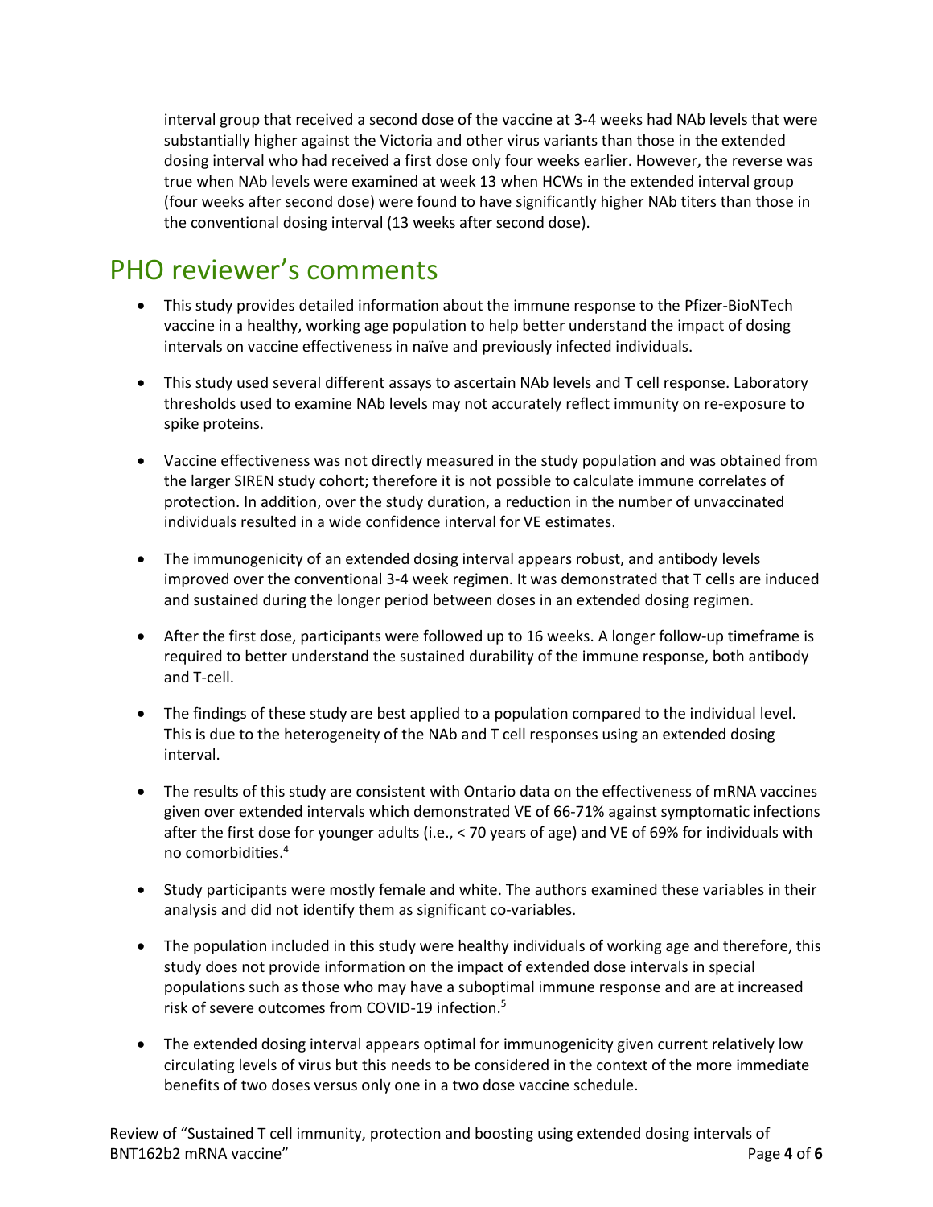interval group that received a second dose of the vaccine at 3-4 weeks had NAb levels that were substantially higher against the Victoria and other virus variants than those in the extended dosing interval who had received a first dose only four weeks earlier. However, the reverse was true when NAb levels were examined at week 13 when HCWs in the extended interval group (four weeks after second dose) were found to have significantly higher NAb titers than those in the conventional dosing interval (13 weeks after second dose).

## PHO reviewer's comments

- This study provides detailed information about the immune response to the Pfizer-BioNTech vaccine in a healthy, working age population to help better understand the impact of dosing intervals on vaccine effectiveness in naïve and previously infected individuals.
- This study used several different assays to ascertain NAb levels and T cell response. Laboratory thresholds used to examine NAb levels may not accurately reflect immunity on re-exposure to spike proteins.
- Vaccine effectiveness was not directly measured in the study population and was obtained from the larger SIREN study cohort; therefore it is not possible to calculate immune correlates of protection. In addition, over the study duration, a reduction in the number of unvaccinated individuals resulted in a wide confidence interval for VE estimates.
- The immunogenicity of an extended dosing interval appears robust, and antibody levels improved over the conventional 3-4 week regimen. It was demonstrated that T cells are induced and sustained during the longer period between doses in an extended dosing regimen.
- After the first dose, participants were followed up to 16 weeks. A longer follow-up timeframe is required to better understand the sustained durability of the immune response, both antibody and T-cell.
- The findings of these study are best applied to a population compared to the individual level. This is due to the heterogeneity of the NAb and T cell responses using an extended dosing interval.
- The results of this study are consistent with Ontario data on the effectiveness of mRNA vaccines given over extended intervals which demonstrated VE of 66-71% against symptomatic infections after the first dose for younger adults (i.e., < 70 years of age) and VE of 69% for individuals with no comorbidities.[4]
- Study participants were mostly female and white. The authors examined these variables in their analysis and did not identify them as significant co-variables.
- The population included in this study were healthy individuals of working age and therefore, this study does not provide information on the impact of extended dose intervals in special populations such as those who may have a suboptimal immune response and are at increased risk of severe outcomes from COVID-19 infection.[5]
- The extended dosing interval appears optimal for immunogenicity given current relatively low circulating levels of virus but this needs to be considered in the context of the more immediate benefits of two doses versus only one in a two dose vaccine schedule.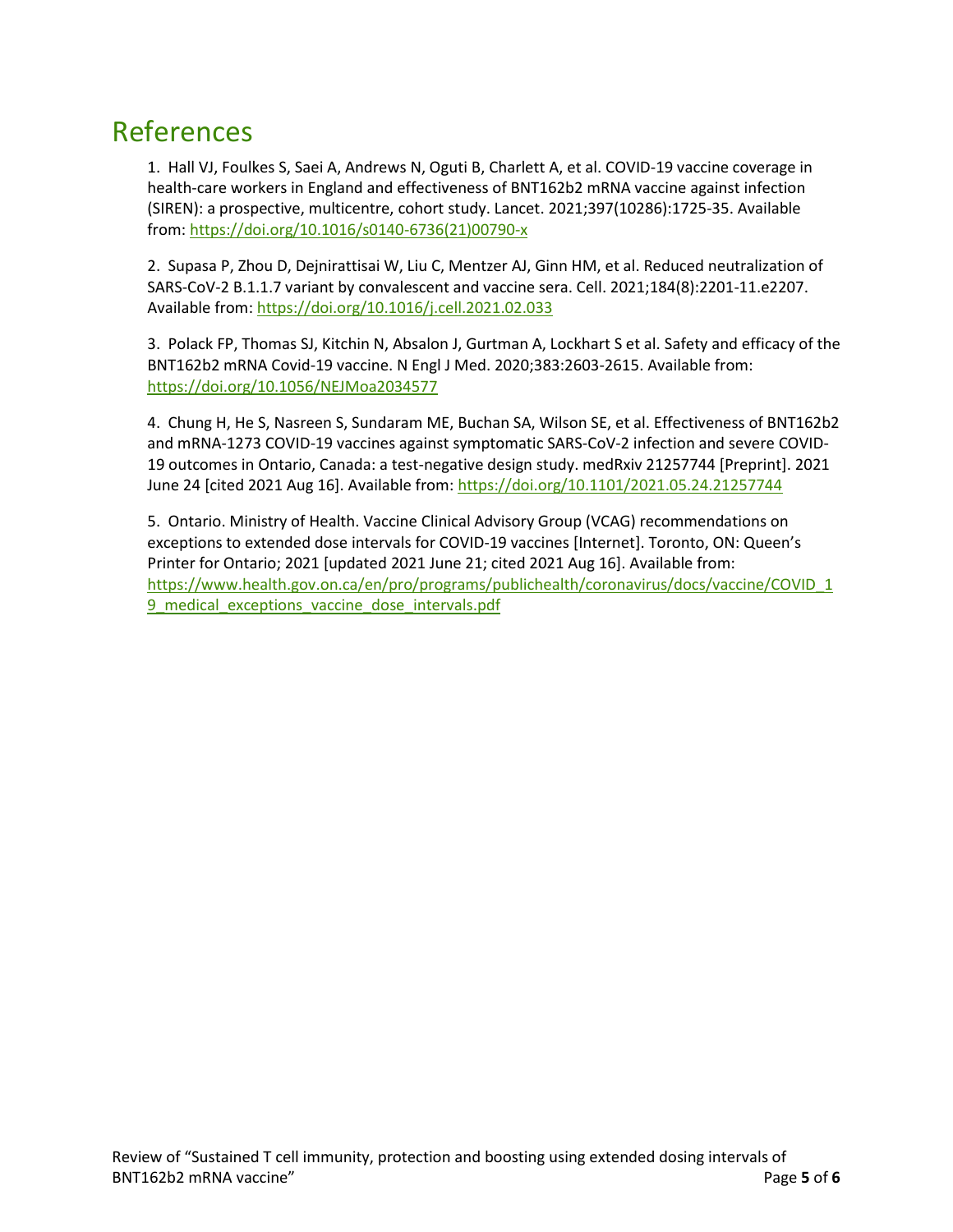# References

1. Hall VJ, Foulkes S, Saei A, Andrews N, Oguti B, Charlett A, et al. COVID-19 vaccine coverage in health-care workers in England and effectiveness of BNT162b2 mRNA vaccine against infection (SIREN): a prospective, multicentre, cohort study. Lancet. 2021;397(10286):1725-35. Available from: https://doi.org/10.1016/s0140-6736(21)00790-x

2. Supasa P, Zhou D, Dejnirattisai W, Liu C, Mentzer AJ, Ginn HM, et al. Reduced neutralization of SARS-CoV-2 B.1.1.7 variant by convalescent and vaccine sera. Cell. 2021;184(8):2201-11.e2207. Available from: https://doi.org/10.1016/j.cell.2021.02.033

3. Polack FP, Thomas SJ, Kitchin N, Absalon J, Gurtman A, Lockhart S et al. Safety and efficacy of the BNT162b2 mRNA Covid-19 vaccine. N Engl J Med. 2020;383:2603-2615. Available from: https://doi.org/10.1056/NEJMoa2034577

4. Chung H, He S, Nasreen S, Sundaram ME, Buchan SA, Wilson SE, et al. Effectiveness of BNT162b2 and mRNA-1273 COVID-19 vaccines against symptomatic SARS-CoV-2 infection and severe COVID-19 outcomes in Ontario, Canada: a test-negative design study. medRxiv 21257744 [Preprint]. 2021 June 24 [cited 2021 Aug 16]. Available from: https://doi.org/10.1101/2021.05.24.21257744

5. Ontario. Ministry of Health. Vaccine Clinical Advisory Group (VCAG) recommendations on exceptions to extended dose intervals for COVID-19 vaccines [Internet]. Toronto, ON: Queen's Printer for Ontario; 2021 [updated 2021 June 21; cited 2021 Aug 16]. Available from: https://www.health.gov.on.ca/en/pro/programs/publichealth/coronavirus/docs/vaccine/COVID_19_medical_exceptions_vaccine_dose_intervals.pdf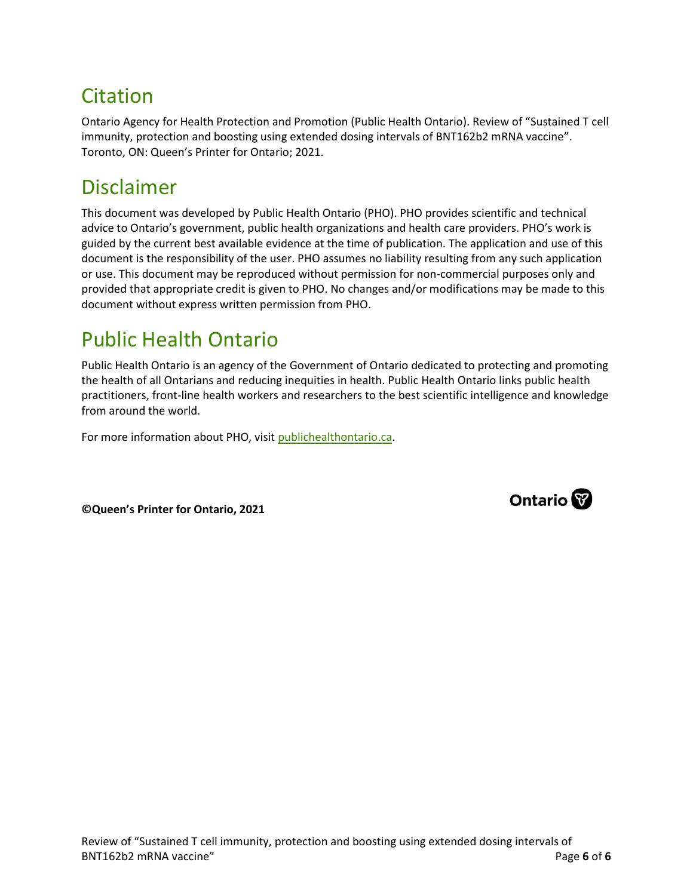## Citation

Ontario Agency for Health Protection and Promotion (Public Health Ontario). Review of "Sustained T cell immunity, protection and boosting using extended dosing intervals of BNT162b2 mRNA vaccine". Toronto, ON: Queen's Printer for Ontario; 2021.

## Disclaimer

This document was developed by Public Health Ontario (PHO). PHO provides scientific and technical advice to Ontario's government, public health organizations and health care providers. PHO's work is guided by the current best available evidence at the time of publication. The application and use of this document is the responsibility of the user. PHO assumes no liability resulting from any such application or use. This document may be reproduced without permission for non-commercial purposes only and provided that appropriate credit is given to PHO. No changes and/or modifications may be made to this document without express written permission from PHO.

## Public Health Ontario

Public Health Ontario is an agency of the Government of Ontario dedicated to protecting and promoting the health of all Ontarians and reducing inequities in health. Public Health Ontario links public health practitioners, front-line health workers and researchers to the best scientific intelligence and knowledge from around the world.

For more information about PHO, visit [publichealthontario.ca](publichealthontario.ca).

**©Queen's Printer for Ontario, 2021**

Ontario